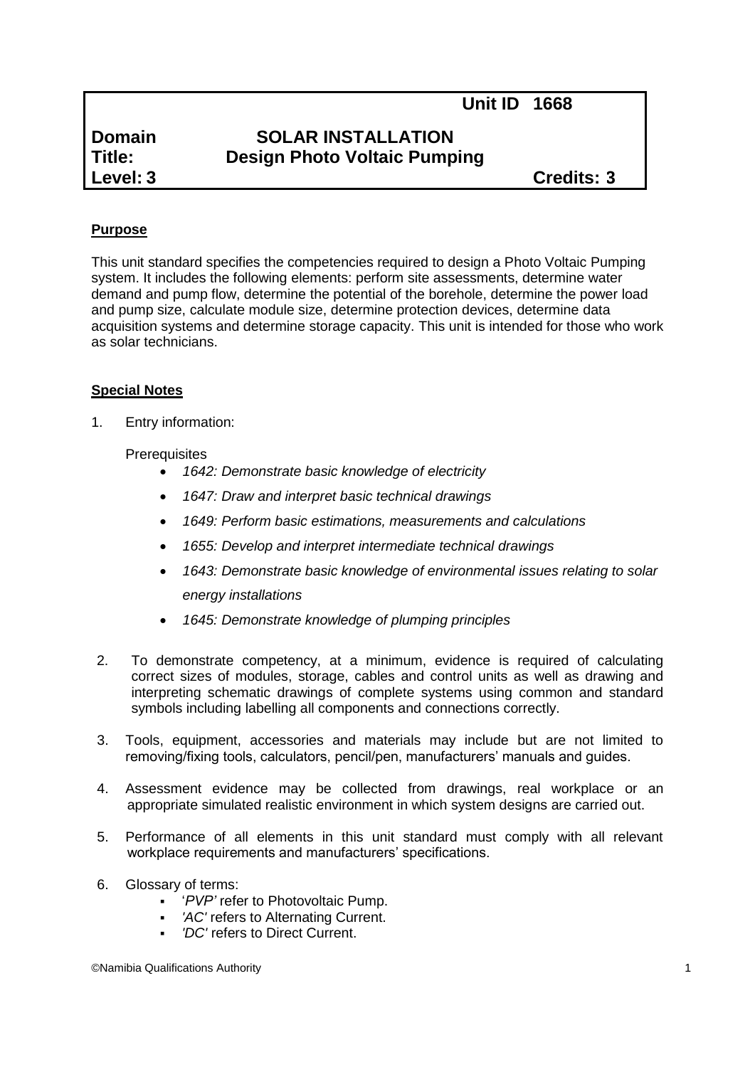| | | | |
|---|---|---|---|
| | | Unit ID | 1668 |
| **Domain** | **SOLAR INSTALLATION** | | |
| **Title:** | **Design Photo Voltaic Pumping** | | |
| **Level: 3** | | | **Credits: 3** |

## Purpose

This unit standard specifies the competencies required to design a Photo Voltaic Pumping system. It includes the following elements: perform site assessments, determine water demand and pump flow, determine the potential of the borehole, determine the power load and pump size, calculate module size, determine protection devices, determine data acquisition systems and determine storage capacity. This unit is intended for those who work as solar technicians.

## Special Notes

1. Entry information:

   Prerequisites

   - *1642: Demonstrate basic knowledge of electricity*
   - *1647: Draw and interpret basic technical drawings*
   - *1649: Perform basic estimations, measurements and calculations*
   - *1655: Develop and interpret intermediate technical drawings*
   - *1643: Demonstrate basic knowledge of environmental issues relating to solar energy installations*
   - *1645: Demonstrate knowledge of plumping principles*

2. To demonstrate competency, at a minimum, evidence is required of calculating correct sizes of modules, storage, cables and control units as well as drawing and interpreting schematic drawings of complete systems using common and standard symbols including labelling all components and connections correctly.

3. Tools, equipment, accessories and materials may include but are not limited to removing/fixing tools, calculators, pencil/pen, manufacturers' manuals and guides.

4. Assessment evidence may be collected from drawings, real workplace or an appropriate simulated realistic environment in which system designs are carried out.

5. Performance of all elements in this unit standard must comply with all relevant workplace requirements and manufacturers' specifications.

6. Glossary of terms:
   - '*PVP'* refer to Photovoltaic Pump.
   - *'AC'* refers to Alternating Current.
   - *'DC'* refers to Direct Current.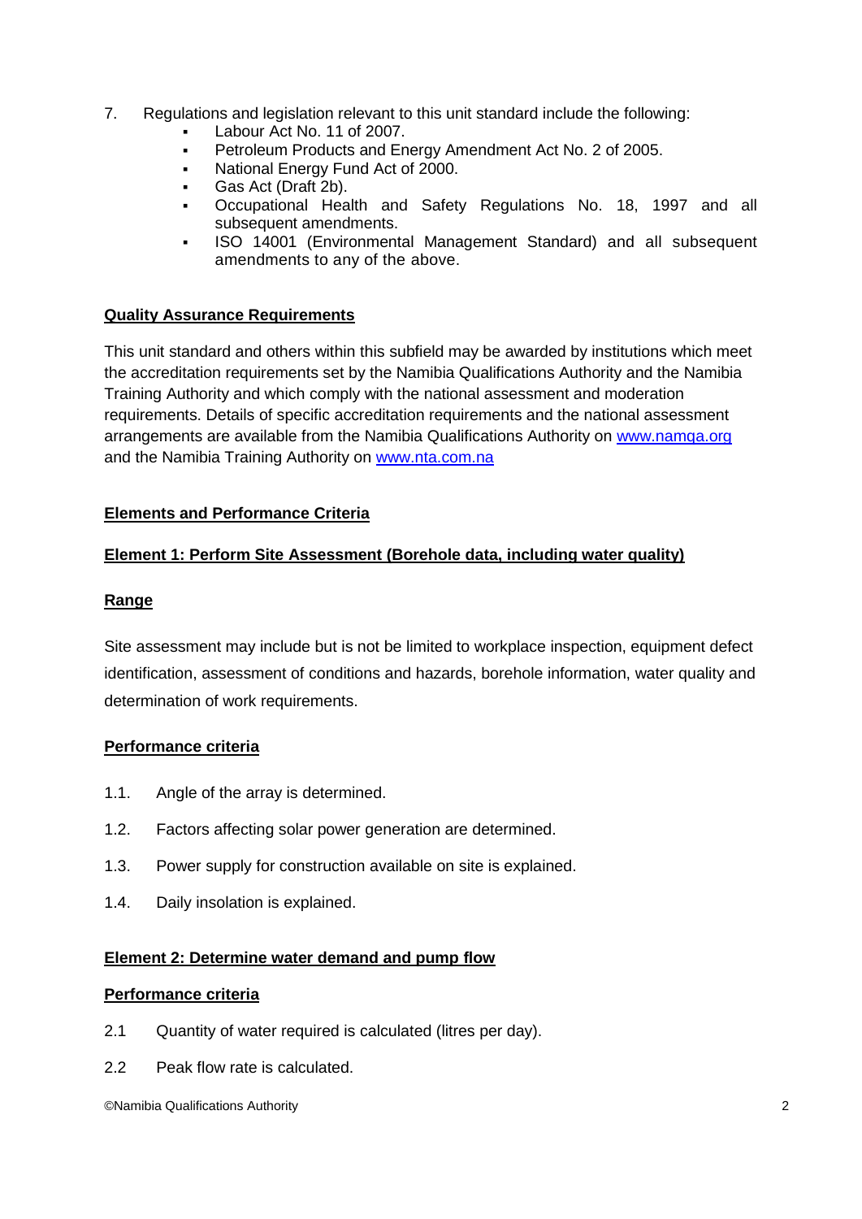7. Regulations and legislation relevant to this unit standard include the following:
    - Labour Act No. 11 of 2007.
    - Petroleum Products and Energy Amendment Act No. 2 of 2005.
    - National Energy Fund Act of 2000.
    - Gas Act (Draft 2b).
    - Occupational Health and Safety Regulations No. 18, 1997 and all subsequent amendments.
    - ISO 14001 (Environmental Management Standard) and all subsequent amendments to any of the above.

**Quality Assurance Requirements**

This unit standard and others within this subfield may be awarded by institutions which meet the accreditation requirements set by the Namibia Qualifications Authority and the Namibia Training Authority and which comply with the national assessment and moderation requirements. Details of specific accreditation requirements and the national assessment arrangements are available from the Namibia Qualifications Authority on www.namqa.org and the Namibia Training Authority on www.nta.com.na

**Elements and Performance Criteria**

**Element 1: Perform Site Assessment (Borehole data, including water quality)**

**Range**

Site assessment may include but is not be limited to workplace inspection, equipment defect identification, assessment of conditions and hazards, borehole information, water quality and determination of work requirements.

**Performance criteria**

1.1. Angle of the array is determined.

1.2. Factors affecting solar power generation are determined.

1.3. Power supply for construction available on site is explained.

1.4. Daily insolation is explained.

**Element 2: Determine water demand and pump flow**

**Performance criteria**

2.1 Quantity of water required is calculated (litres per day).

2.2 Peak flow rate is calculated.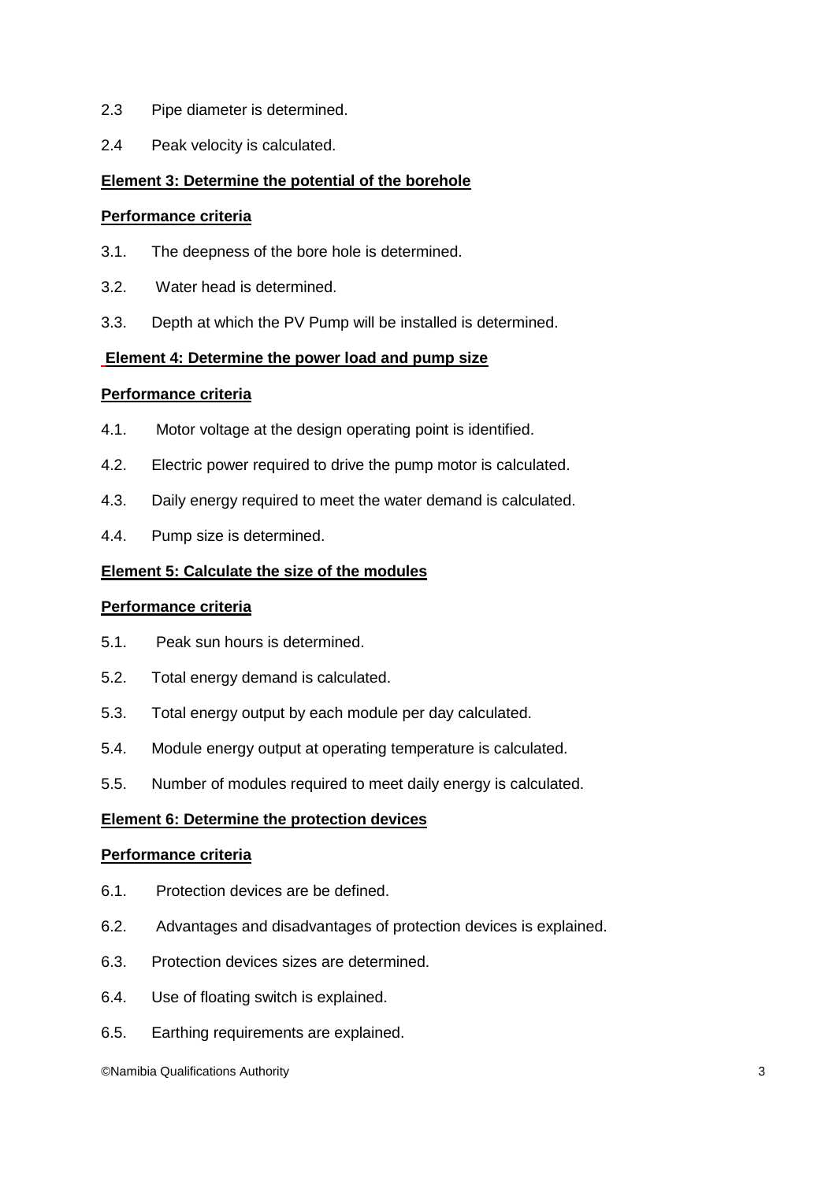2.3 Pipe diameter is determined.

2.4 Peak velocity is calculated.

**Element 3: Determine the potential of the borehole**

**Performance criteria**

3.1. The deepness of the bore hole is determined.

3.2. Water head is determined.

3.3. Depth at which the PV Pump will be installed is determined.

**Element 4: Determine the power load and pump size**

**Performance criteria**

4.1. Motor voltage at the design operating point is identified.

4.2. Electric power required to drive the pump motor is calculated.

4.3. Daily energy required to meet the water demand is calculated.

4.4. Pump size is determined.

**Element 5: Calculate the size of the modules**

**Performance criteria**

5.1. Peak sun hours is determined.

5.2. Total energy demand is calculated.

5.3. Total energy output by each module per day calculated.

5.4. Module energy output at operating temperature is calculated.

5.5. Number of modules required to meet daily energy is calculated.

**Element 6: Determine the protection devices**

**Performance criteria**

6.1. Protection devices are be defined.

6.2. Advantages and disadvantages of protection devices is explained.

6.3. Protection devices sizes are determined.

6.4. Use of floating switch is explained.

6.5. Earthing requirements are explained.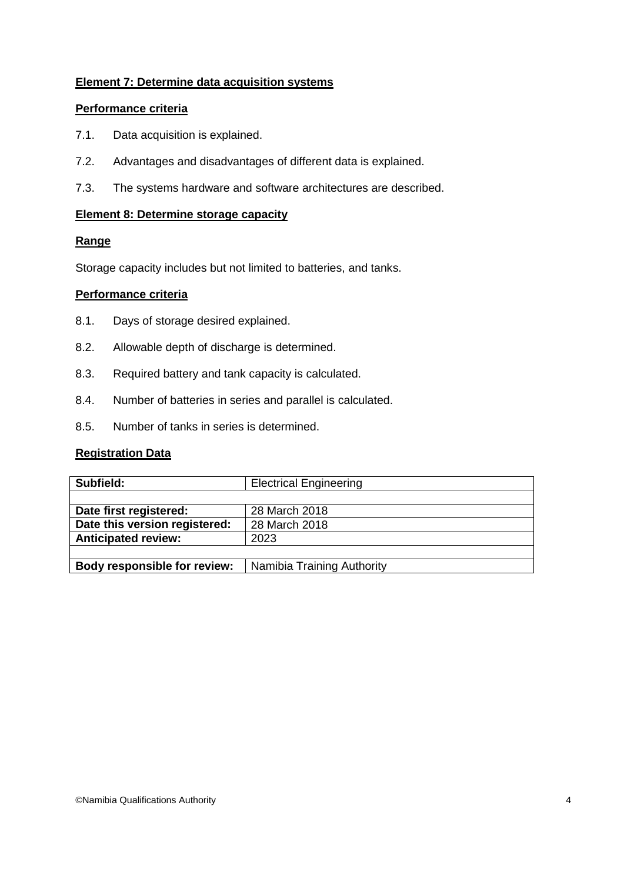**Element 7: Determine data acquisition systems**

**Performance criteria**

7.1. Data acquisition is explained.

7.2. Advantages and disadvantages of different data is explained.

7.3. The systems hardware and software architectures are described.

**Element 8: Determine storage capacity**

**Range**

Storage capacity includes but not limited to batteries, and tanks.

**Performance criteria**

8.1. Days of storage desired explained.

8.2. Allowable depth of discharge is determined.

8.3. Required battery and tank capacity is calculated.

8.4. Number of batteries in series and parallel is calculated.

8.5. Number of tanks in series is determined.

**Registration Data**

| | |
|---|---|
| **Subfield:** | Electrical Engineering |
| | |
| **Date first registered:** | 28 March 2018 |
| **Date this version registered:** | 28 March 2018 |
| **Anticipated review:** | 2023 |
| | |
| **Body responsible for review:** | Namibia Training Authority |